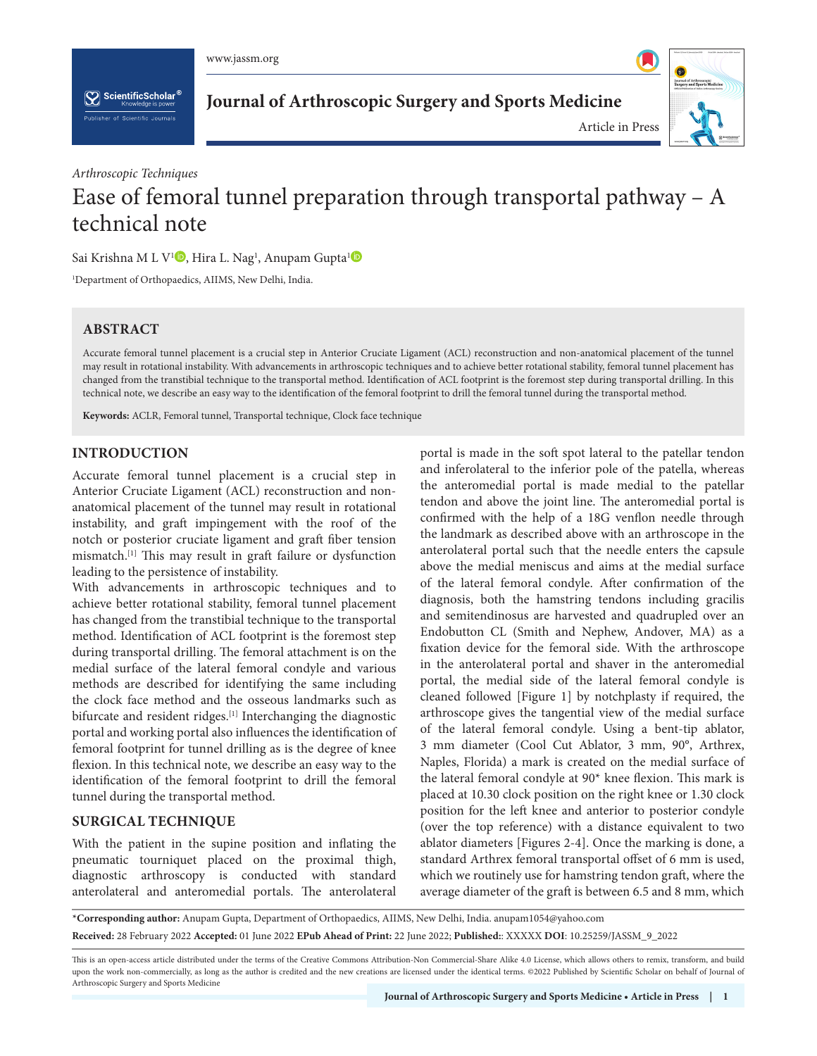*Arthroscopic Techniques*

# Ease of femoral tunnel preparation through transportal pathway – A technical note

Sai Krishna M L V[1], Hira L. Nag[1], Anupam Gupta[1]

[1]Department of Orthopaedics, AIIMS, New Delhi, India.

## ABSTRACT

Accurate femoral tunnel placement is a crucial step in Anterior Cruciate Ligament (ACL) reconstruction and non-anatomical placement of the tunnel may result in rotational instability. With advancements in arthroscopic techniques and to achieve better rotational stability, femoral tunnel placement has changed from the transtibial technique to the transportal method. Identification of ACL footprint is the foremost step during transportal drilling. In this technical note, we describe an easy way to the identification of the femoral footprint to drill the femoral tunnel during the transportal method.

**Keywords:** ACLR, Femoral tunnel, Transportal technique, Clock face technique

## INTRODUCTION

Accurate femoral tunnel placement is a crucial step in Anterior Cruciate Ligament (ACL) reconstruction and non-anatomical placement of the tunnel may result in rotational instability, and graft impingement with the roof of the notch or posterior cruciate ligament and graft fiber tension mismatch.[1] This may result in graft failure or dysfunction leading to the persistence of instability.

With advancements in arthroscopic techniques and to achieve better rotational stability, femoral tunnel placement has changed from the transtibial technique to the transportal method. Identification of ACL footprint is the foremost step during transportal drilling. The femoral attachment is on the medial surface of the lateral femoral condyle and various methods are described for identifying the same including the clock face method and the osseous landmarks such as bifurcate and resident ridges.[1] Interchanging the diagnostic portal and working portal also influences the identification of femoral footprint for tunnel drilling as is the degree of knee flexion. In this technical note, we describe an easy way to the identification of the femoral footprint to drill the femoral tunnel during the transportal method.

## SURGICAL TECHNIQUE

With the patient in the supine position and inflating the pneumatic tourniquet placed on the proximal thigh, diagnostic arthroscopy is conducted with standard anterolateral and anteromedial portals. The anterolateral portal is made in the soft spot lateral to the patellar tendon and inferolateral to the inferior pole of the patella, whereas the anteromedial portal is made medial to the patellar tendon and above the joint line. The anteromedial portal is confirmed with the help of a 18G venflon needle through the landmark as described above with an arthroscope in the anterolateral portal such that the needle enters the capsule above the medial meniscus and aims at the medial surface of the lateral femoral condyle. After confirmation of the diagnosis, both the hamstring tendons including gracilis and semitendinosus are harvested and quadrupled over an Endobutton CL (Smith and Nephew, Andover, MA) as a fixation device for the femoral side. With the arthroscope in the anterolateral portal and shaver in the anteromedial portal, the medial side of the lateral femoral condyle is cleaned followed [Figure 1] by notchplasty if required, the arthroscope gives the tangential view of the medial surface of the lateral femoral condyle. Using a bent-tip ablator, 3 mm diameter (Cool Cut Ablator, 3 mm, 90°, Arthrex, Naples, Florida) a mark is created on the medial surface of the lateral femoral condyle at 90* knee flexion. This mark is placed at 10.30 clock position on the right knee or 1.30 clock position for the left knee and anterior to posterior condyle (over the top reference) with a distance equivalent to two ablator diameters [Figures 2-4]. Once the marking is done, a standard Arthrex femoral transportal offset of 6 mm is used, which we routinely use for hamstring tendon graft, where the average diameter of the graft is between 6.5 and 8 mm, which

*Corresponding author: Anupam Gupta, Department of Orthopaedics, AIIMS, New Delhi, India. anupam1054@yahoo.com

**Received:** 28 February 2022 **Accepted:** 01 June 2022 **EPub Ahead of Print:** 22 June 2022; **Published:**: XXXXX **DOI**: 10.25259/JASSM_9_2022

This is an open-access article distributed under the terms of the Creative Commons Attribution-Non Commercial-Share Alike 4.0 License, which allows others to remix, transform, and build upon the work non-commercially, as long as the author is credited and the new creations are licensed under the identical terms. ©2022 Published by Scientific Scholar on behalf of Journal of Arthroscopic Surgery and Sports Medicine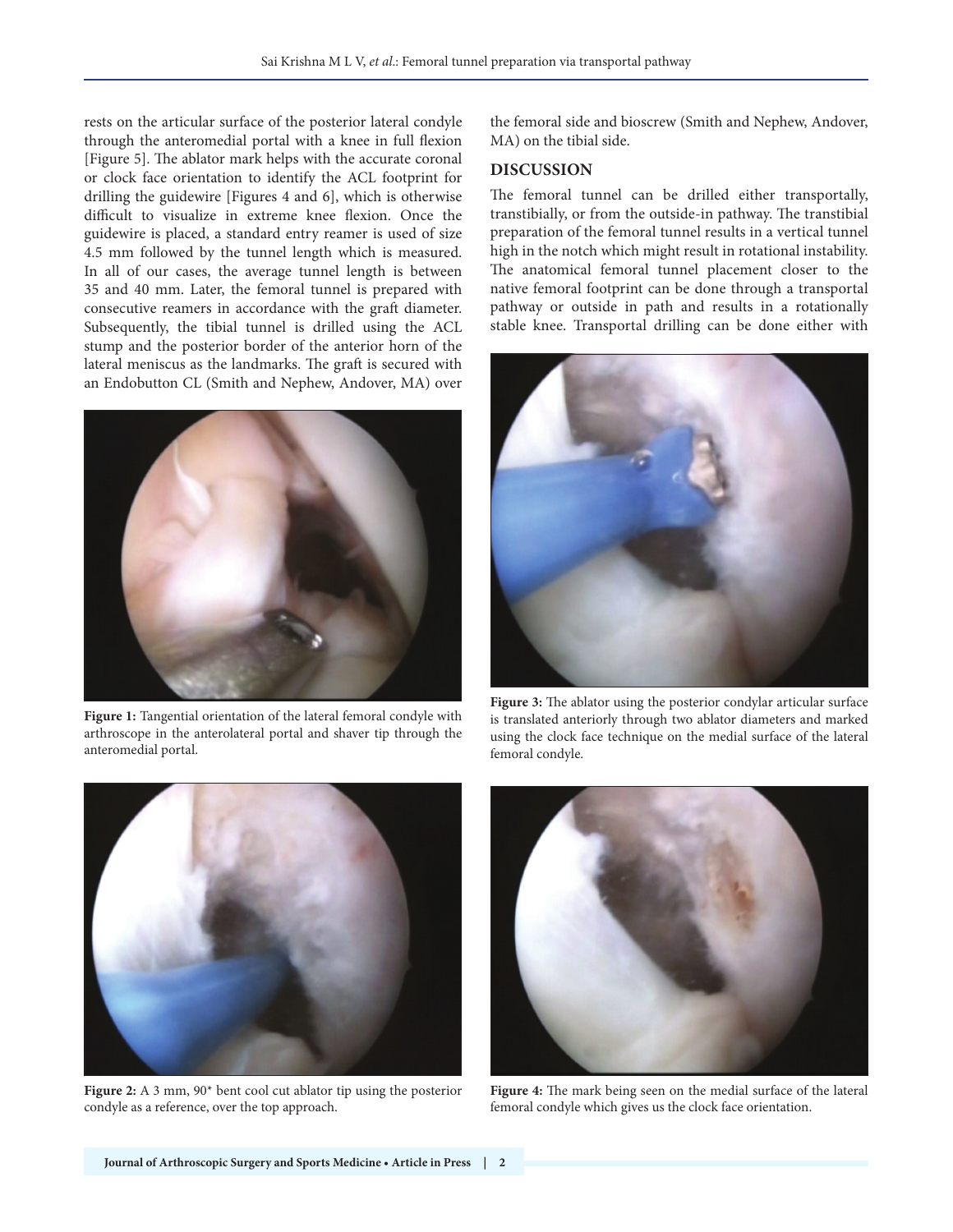rests on the articular surface of the posterior lateral condyle through the anteromedial portal with a knee in full flexion [Figure 5]. The ablator mark helps with the accurate coronal or clock face orientation to identify the ACL footprint for drilling the guidewire [Figures 4 and 6], which is otherwise difficult to visualize in extreme knee flexion. Once the guidewire is placed, a standard entry reamer is used of size 4.5 mm followed by the tunnel length which is measured. In all of our cases, the average tunnel length is between 35 and 40 mm. Later, the femoral tunnel is prepared with consecutive reamers in accordance with the graft diameter. Subsequently, the tibial tunnel is drilled using the ACL stump and the posterior border of the anterior horn of the lateral meniscus as the landmarks. The graft is secured with an Endobutton CL (Smith and Nephew, Andover, MA) over the femoral side and bioscrew (Smith and Nephew, Andover, MA) on the tibial side.

**Figure 1:** Tangential orientation of the lateral femoral condyle with arthroscope in the anterolateral portal and shaver tip through the anteromedial portal.

**Figure 2:** A 3 mm, 90* bent cool cut ablator tip using the posterior condyle as a reference, over the top approach.

## DISCUSSION

The femoral tunnel can be drilled either transportally, transtibially, or from the outside-in pathway. The transtibial preparation of the femoral tunnel results in a vertical tunnel high in the notch which might result in rotational instability. The anatomical femoral tunnel placement closer to the native femoral footprint can be done through a transportal pathway or outside in path and results in a rotationally stable knee. Transportal drilling can be done either with

**Figure 3:** The ablator using the posterior condylar articular surface is translated anteriorly through two ablator diameters and marked using the clock face technique on the medial surface of the lateral femoral condyle.

**Figure 4:** The mark being seen on the medial surface of the lateral femoral condyle which gives us the clock face orientation.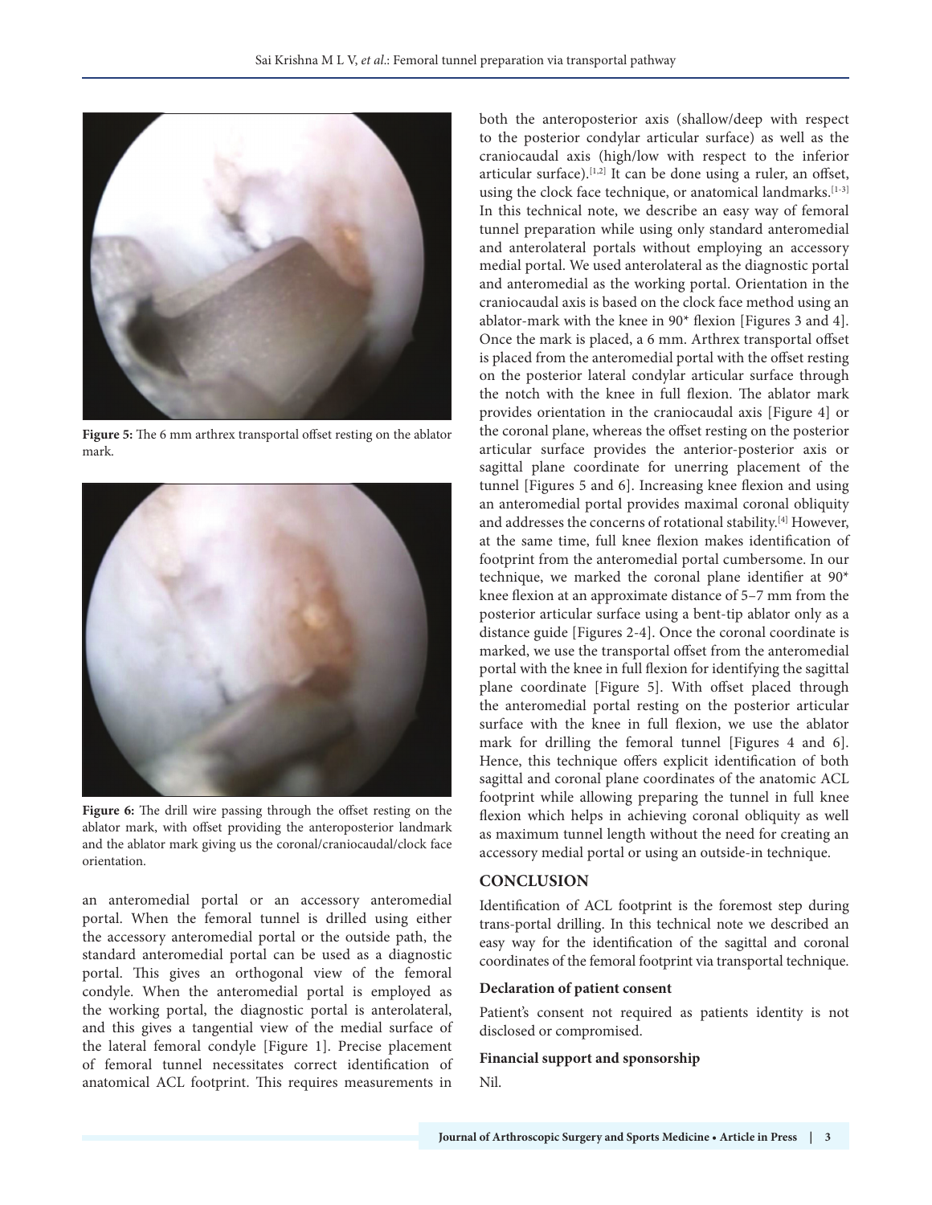Figure 5: The 6 mm arthrex transportal offset resting on the ablator mark.

Figure 6: The drill wire passing through the offset resting on the ablator mark, with offset providing the anteroposterior landmark and the ablator mark giving us the coronal/craniocaudal/clock face orientation.

an anteromedial portal or an accessory anteromedial portal. When the femoral tunnel is drilled using either the accessory anteromedial portal or the outside path, the standard anteromedial portal can be used as a diagnostic portal. This gives an orthogonal view of the femoral condyle. When the anteromedial portal is employed as the working portal, the diagnostic portal is anterolateral, and this gives a tangential view of the medial surface of the lateral femoral condyle [Figure 1]. Precise placement of femoral tunnel necessitates correct identification of anatomical ACL footprint. This requires measurements in both the anteroposterior axis (shallow/deep with respect to the posterior condylar articular surface) as well as the craniocaudal axis (high/low with respect to the inferior articular surface).[1,2] It can be done using a ruler, an offset, using the clock face technique, or anatomical landmarks.[1-3] In this technical note, we describe an easy way of femoral tunnel preparation while using only standard anteromedial and anterolateral portals without employing an accessory medial portal. We used anterolateral as the diagnostic portal and anteromedial as the working portal. Orientation in the craniocaudal axis is based on the clock face method using an ablator-mark with the knee in 90* flexion [Figures 3 and 4]. Once the mark is placed, a 6 mm. Arthrex transportal offset is placed from the anteromedial portal with the offset resting on the posterior lateral condylar articular surface through the notch with the knee in full flexion. The ablator mark provides orientation in the craniocaudal axis [Figure 4] or the coronal plane, whereas the offset resting on the posterior articular surface provides the anterior-posterior axis or sagittal plane coordinate for unerring placement of the tunnel [Figures 5 and 6]. Increasing knee flexion and using an anteromedial portal provides maximal coronal obliquity and addresses the concerns of rotational stability.[4] However, at the same time, full knee flexion makes identification of footprint from the anteromedial portal cumbersome. In our technique, we marked the coronal plane identifier at 90* knee flexion at an approximate distance of 5–7 mm from the posterior articular surface using a bent-tip ablator only as a distance guide [Figures 2-4]. Once the coronal coordinate is marked, we use the transportal offset from the anteromedial portal with the knee in full flexion for identifying the sagittal plane coordinate [Figure 5]. With offset placed through the anteromedial portal resting on the posterior articular surface with the knee in full flexion, we use the ablator mark for drilling the femoral tunnel [Figures 4 and 6]. Hence, this technique offers explicit identification of both sagittal and coronal plane coordinates of the anatomic ACL footprint while allowing preparing the tunnel in full knee flexion which helps in achieving coronal obliquity as well as maximum tunnel length without the need for creating an accessory medial portal or using an outside-in technique.

## CONCLUSION

Identification of ACL footprint is the foremost step during trans-portal drilling. In this technical note we described an easy way for the identification of the sagittal and coronal coordinates of the femoral footprint via transportal technique.

### Declaration of patient consent

Patient's consent not required as patients identity is not disclosed or compromised.

### Financial support and sponsorship

Nil.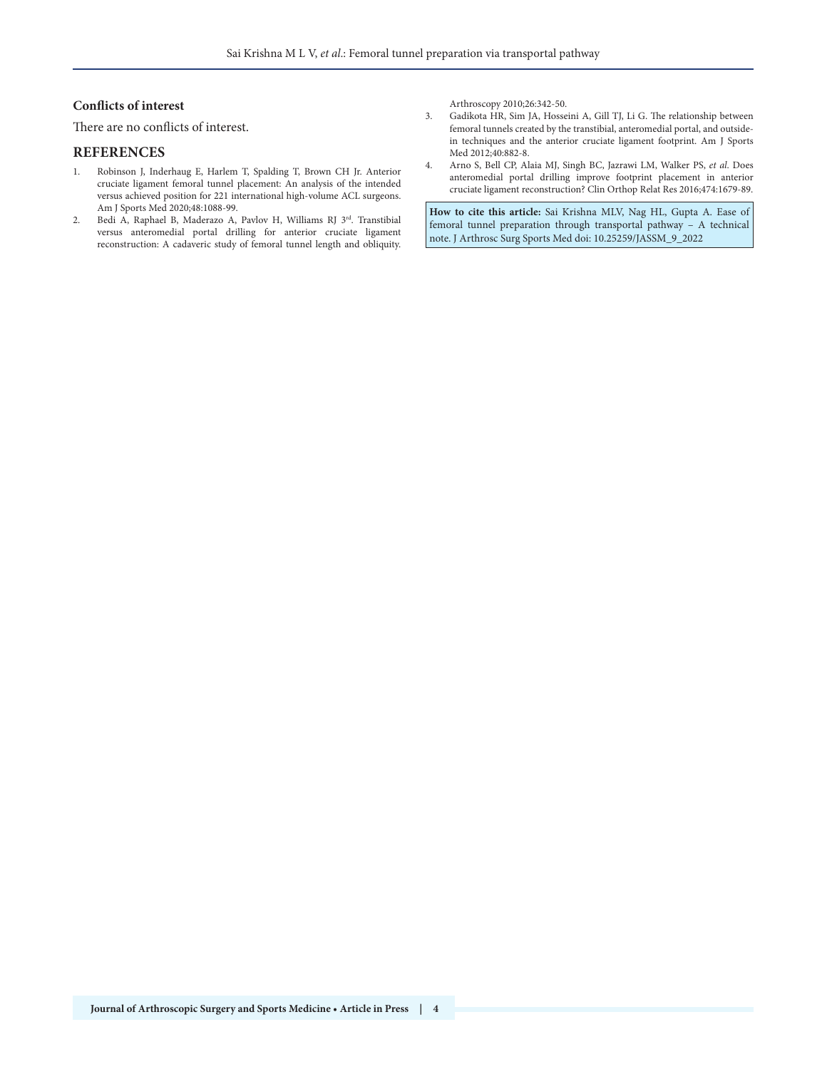**Conflicts of interest**

There are no conflicts of interest.

## REFERENCES

1. Robinson J, Inderhaug E, Harlem T, Spalding T, Brown CH Jr. Anterior cruciate ligament femoral tunnel placement: An analysis of the intended versus achieved position for 221 international high-volume ACL surgeons. Am J Sports Med 2020;48:1088-99.
2. Bedi A, Raphael B, Maderazo A, Pavlov H, Williams RJ 3rd. Transtibial versus anteromedial portal drilling for anterior cruciate ligament reconstruction: A cadaveric study of femoral tunnel length and obliquity. Arthroscopy 2010;26:342-50.
3. Gadikota HR, Sim JA, Hosseini A, Gill TJ, Li G. The relationship between femoral tunnels created by the transtibial, anteromedial portal, and outside-in techniques and the anterior cruciate ligament footprint. Am J Sports Med 2012;40:882-8.
4. Arno S, Bell CP, Alaia MJ, Singh BC, Jazrawi LM, Walker PS, *et al*. Does anteromedial portal drilling improve footprint placement in anterior cruciate ligament reconstruction? Clin Orthop Relat Res 2016;474:1679-89.

**How to cite this article:** Sai Krishna MLV, Nag HL, Gupta A. Ease of femoral tunnel preparation through transportal pathway – A technical note. J Arthrosc Surg Sports Med doi: 10.25259/JASSM_9_2022